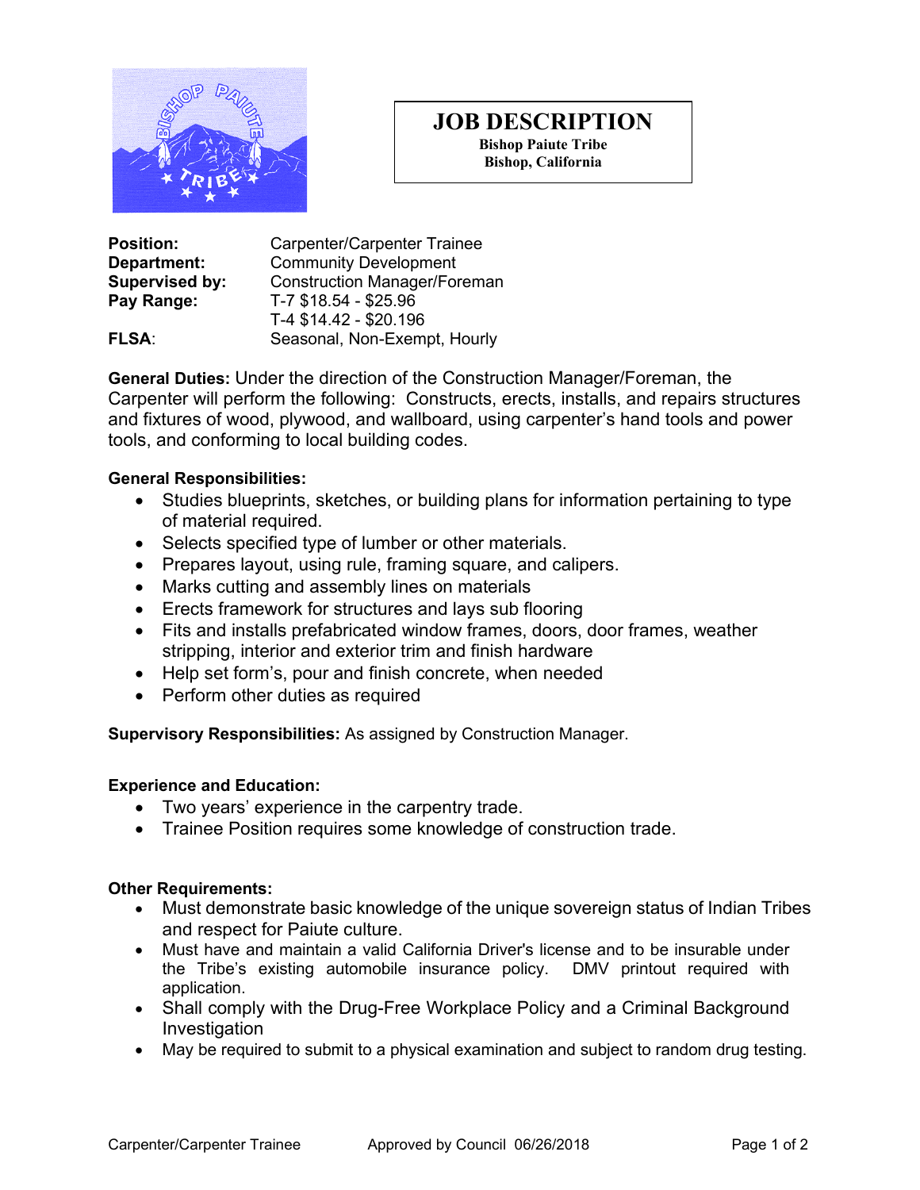# JOB DESCRIPTION

**Bishop Paiute Tribe**
**Bishop, California**

| | |
|---|---|
| **Position:** | Carpenter/Carpenter Trainee |
| **Department:** | Community Development |
| **Supervised by:** | Construction Manager/Foreman |
| **Pay Range:** | T-7 $18.54 - $25.96 |
| | T-4 $14.42 - $20.196 |
| **FLSA**: | Seasonal, Non-Exempt, Hourly |

**General Duties:** Under the direction of the Construction Manager/Foreman, the Carpenter will perform the following: Constructs, erects, installs, and repairs structures and fixtures of wood, plywood, and wallboard, using carpenter's hand tools and power tools, and conforming to local building codes.

**General Responsibilities:**

- Studies blueprints, sketches, or building plans for information pertaining to type of material required.
- Selects specified type of lumber or other materials.
- Prepares layout, using rule, framing square, and calipers.
- Marks cutting and assembly lines on materials
- Erects framework for structures and lays sub flooring
- Fits and installs prefabricated window frames, doors, door frames, weather stripping, interior and exterior trim and finish hardware
- Help set form's, pour and finish concrete, when needed
- Perform other duties as required

**Supervisory Responsibilities:** As assigned by Construction Manager.

**Experience and Education:**

- Two years' experience in the carpentry trade.
- Trainee Position requires some knowledge of construction trade.

**Other Requirements:**

- Must demonstrate basic knowledge of the unique sovereign status of Indian Tribes and respect for Paiute culture.
- Must have and maintain a valid California Driver's license and to be insurable under the Tribe's existing automobile insurance policy. DMV printout required with application.
- Shall comply with the Drug-Free Workplace Policy and a Criminal Background Investigation
- May be required to submit to a physical examination and subject to random drug testing.

Carpenter/Carpenter Trainee Approved by Council 06/26/2018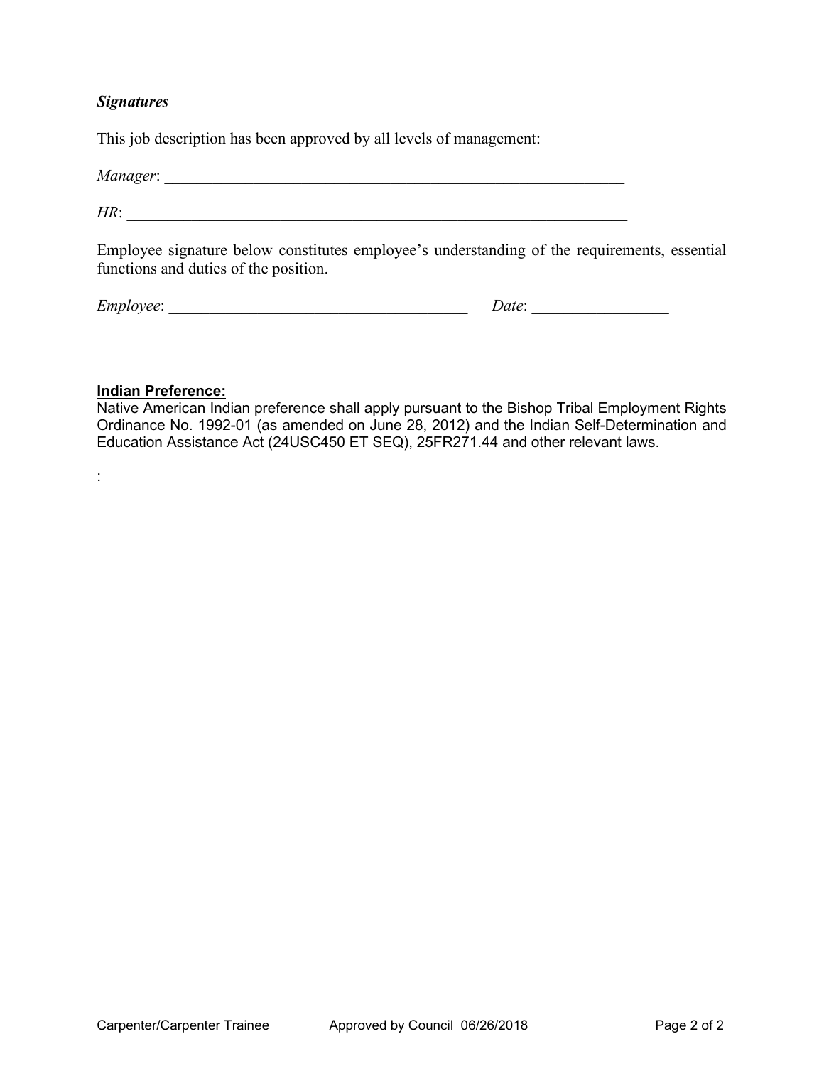***Signatures***

This job description has been approved by all levels of management:

*Manager*: ____________________________________________________________

*HR*: ________________________________________________________________

Employee signature below constitutes employee's understanding of the requirements, essential functions and duties of the position.

*Employee*: ______________________________________ *Date*: _________________

**Indian Preference:**

Native American Indian preference shall apply pursuant to the Bishop Tribal Employment Rights Ordinance No. 1992-01 (as amended on June 28, 2012) and the Indian Self-Determination and Education Assistance Act (24USC450 ET SEQ), 25FR271.44 and other relevant laws.

: